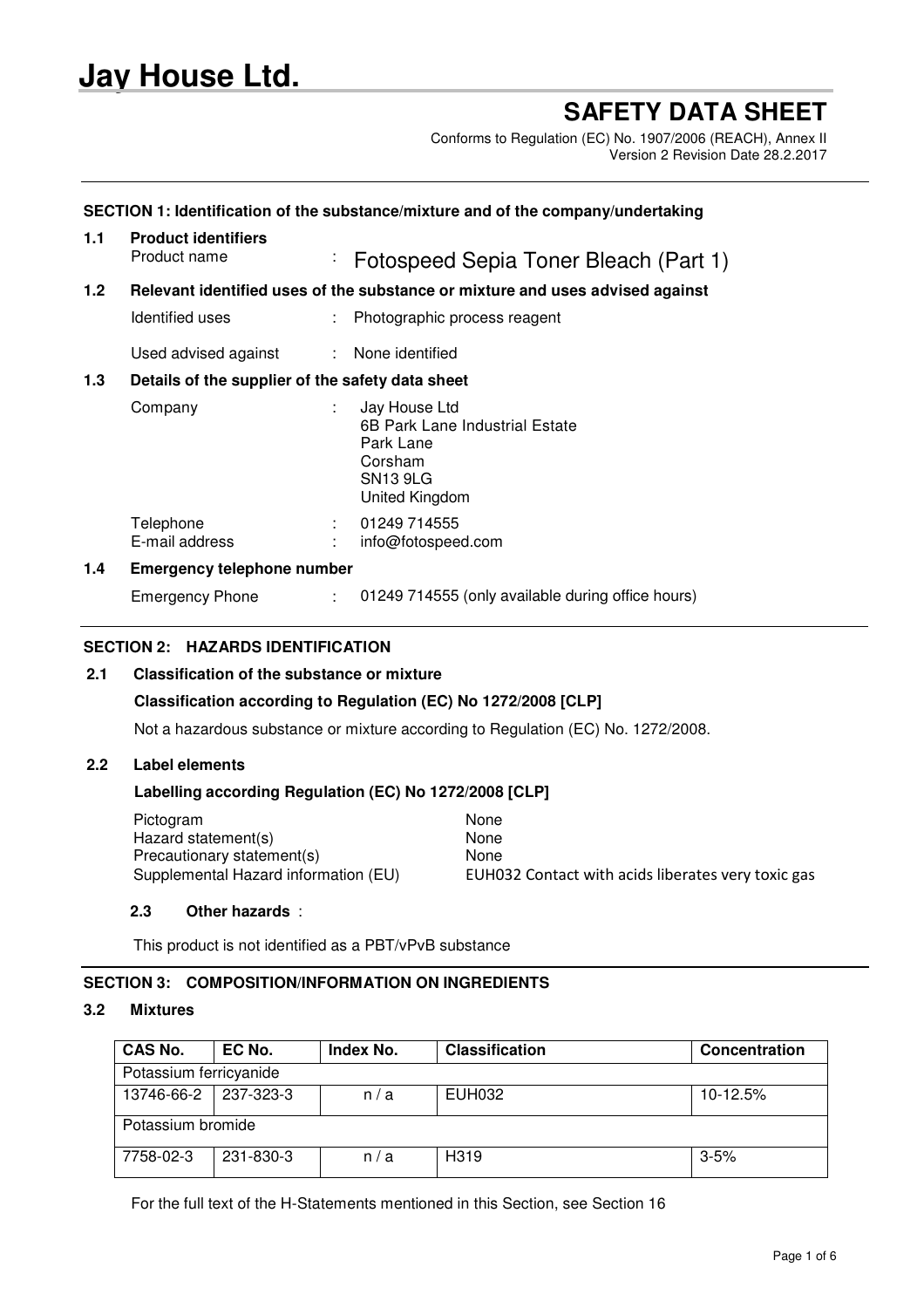# Jay House Ltd.

## SAFETY DATA SHEET

Conforms to Regulation (EC) No. 1907/2006 (REACH), Annex II
Version 2 Revision Date 28.2.2017

### SECTION 1: Identification of the substance/mixture and of the company/undertaking

**1.1 Product identifiers**

Product name : Fotospeed Sepia Toner Bleach (Part 1)

**1.2 Relevant identified uses of the substance or mixture and uses advised against**

Identified uses : Photographic process reagent

Used advised against : None identified

**1.3 Details of the supplier of the safety data sheet**

Company : Jay House Ltd
6B Park Lane Industrial Estate
Park Lane
Corsham
SN13 9LG
United Kingdom

Telephone : 01249 714555
E-mail address : info@fotospeed.com

**1.4 Emergency telephone number**

Emergency Phone : 01249 714555 (only available during office hours)

### SECTION 2: HAZARDS IDENTIFICATION

**2.1 Classification of the substance or mixture**

**Classification according to Regulation (EC) No 1272/2008 [CLP]**

Not a hazardous substance or mixture according to Regulation (EC) No. 1272/2008.

**2.2 Label elements**

**Labelling according Regulation (EC) No 1272/2008 [CLP]**

Pictogram: None
Hazard statement(s): None
Precautionary statement(s): None
Supplemental Hazard information (EU): EUH032 Contact with acids liberates very toxic gas

**2.3 Other hazards** :

This product is not identified as a PBT/vPvB substance

### SECTION 3: COMPOSITION/INFORMATION ON INGREDIENTS

**3.2 Mixtures**

| CAS No. | EC No. | Index No. | Classification | Concentration |
|---|---|---|---|---|
| Potassium ferricyanide | | | | |
| 13746-66-2 | 237-323-3 | n / a | EUH032 | 10-12.5% |
| Potassium bromide | | | | |
| 7758-02-3 | 231-830-3 | n / a | H319 | 3-5% |

For the full text of the H-Statements mentioned in this Section, see Section 16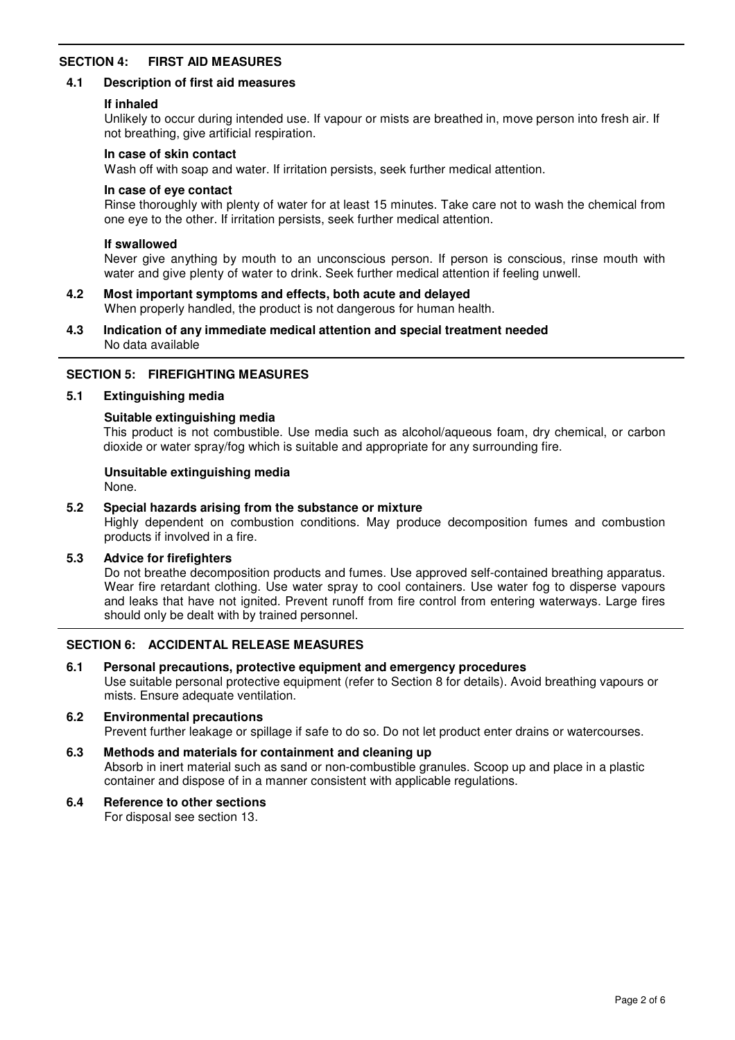## SECTION 4: FIRST AID MEASURES

### 4.1 Description of first aid measures

**If inhaled**

Unlikely to occur during intended use. If vapour or mists are breathed in, move person into fresh air. If not breathing, give artificial respiration.

**In case of skin contact**

Wash off with soap and water. If irritation persists, seek further medical attention.

**In case of eye contact**

Rinse thoroughly with plenty of water for at least 15 minutes. Take care not to wash the chemical from one eye to the other. If irritation persists, seek further medical attention.

**If swallowed**

Never give anything by mouth to an unconscious person. If person is conscious, rinse mouth with water and give plenty of water to drink. Seek further medical attention if feeling unwell.

### 4.2 Most important symptoms and effects, both acute and delayed

When properly handled, the product is not dangerous for human health.

### 4.3 Indication of any immediate medical attention and special treatment needed

No data available

## SECTION 5: FIREFIGHTING MEASURES

### 5.1 Extinguishing media

**Suitable extinguishing media**

This product is not combustible. Use media such as alcohol/aqueous foam, dry chemical, or carbon dioxide or water spray/fog which is suitable and appropriate for any surrounding fire.

**Unsuitable extinguishing media**

None.

### 5.2 Special hazards arising from the substance or mixture

Highly dependent on combustion conditions. May produce decomposition fumes and combustion products if involved in a fire.

### 5.3 Advice for firefighters

Do not breathe decomposition products and fumes. Use approved self-contained breathing apparatus. Wear fire retardant clothing. Use water spray to cool containers. Use water fog to disperse vapours and leaks that have not ignited. Prevent runoff from fire control from entering waterways. Large fires should only be dealt with by trained personnel.

## SECTION 6: ACCIDENTAL RELEASE MEASURES

### 6.1 Personal precautions, protective equipment and emergency procedures

Use suitable personal protective equipment (refer to Section 8 for details). Avoid breathing vapours or mists. Ensure adequate ventilation.

### 6.2 Environmental precautions

Prevent further leakage or spillage if safe to do so. Do not let product enter drains or watercourses.

### 6.3 Methods and materials for containment and cleaning up

Absorb in inert material such as sand or non-combustible granules. Scoop up and place in a plastic container and dispose of in a manner consistent with applicable regulations.

### 6.4 Reference to other sections

For disposal see section 13.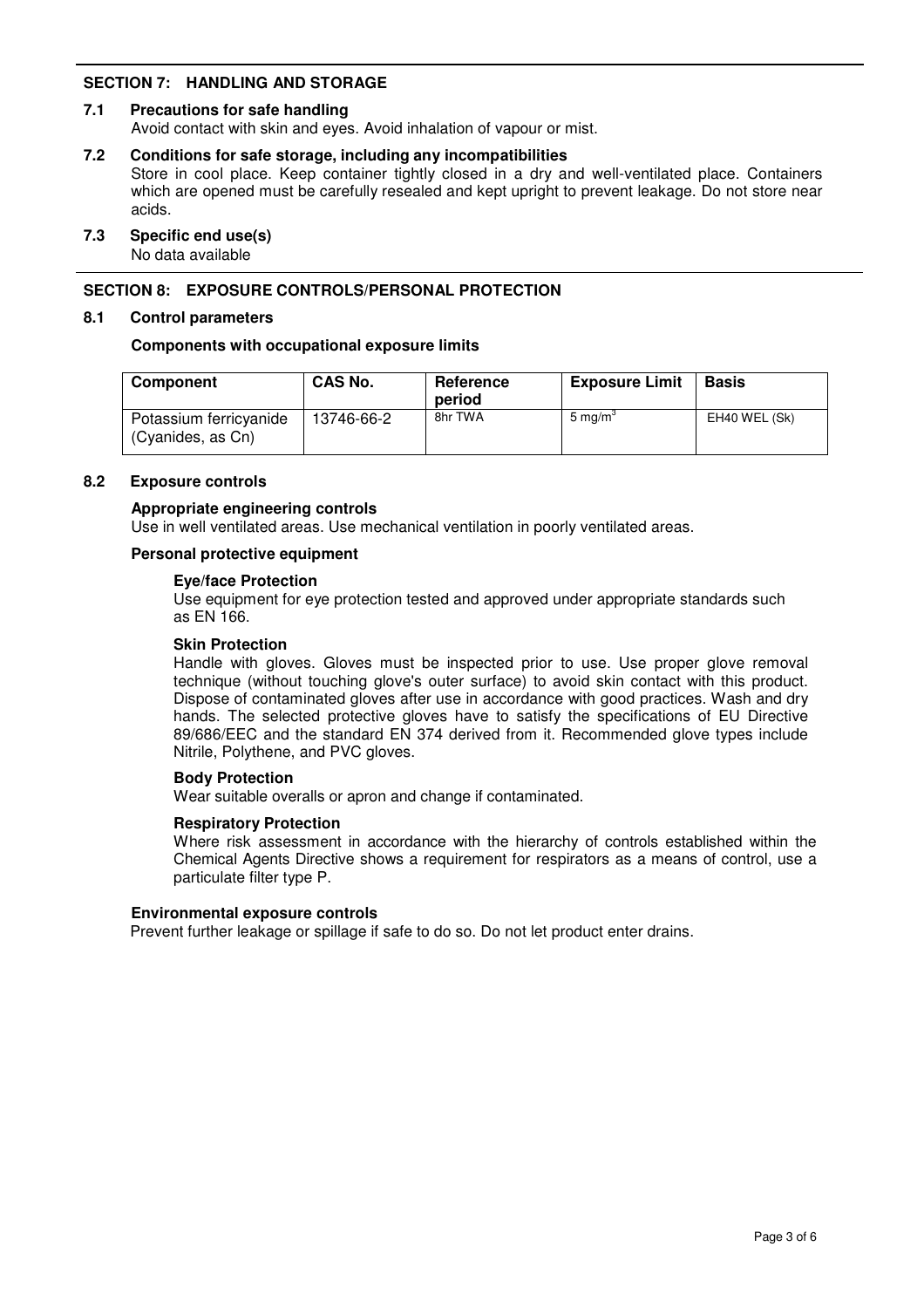## SECTION 7: HANDLING AND STORAGE

### 7.1 Precautions for safe handling

Avoid contact with skin and eyes. Avoid inhalation of vapour or mist.

### 7.2 Conditions for safe storage, including any incompatibilities

Store in cool place. Keep container tightly closed in a dry and well-ventilated place. Containers which are opened must be carefully resealed and kept upright to prevent leakage. Do not store near acids.

### 7.3 Specific end use(s)

No data available

## SECTION 8: EXPOSURE CONTROLS/PERSONAL PROTECTION

### 8.1 Control parameters

**Components with occupational exposure limits**

| Component | CAS No. | Reference period | Exposure Limit | Basis |
|---|---|---|---|---|
| Potassium ferricyanide (Cyanides, as Cn) | 13746-66-2 | 8hr TWA | 5 $mg/m^3$ | EH40 WEL (Sk) |

### 8.2 Exposure controls

**Appropriate engineering controls**

Use in well ventilated areas. Use mechanical ventilation in poorly ventilated areas.

**Personal protective equipment**

**Eye/face Protection**

Use equipment for eye protection tested and approved under appropriate standards such as EN 166.

**Skin Protection**

Handle with gloves. Gloves must be inspected prior to use. Use proper glove removal technique (without touching glove's outer surface) to avoid skin contact with this product. Dispose of contaminated gloves after use in accordance with good practices. Wash and dry hands. The selected protective gloves have to satisfy the specifications of EU Directive 89/686/EEC and the standard EN 374 derived from it. Recommended glove types include Nitrile, Polythene, and PVC gloves.

**Body Protection**

Wear suitable overalls or apron and change if contaminated.

**Respiratory Protection**

Where risk assessment in accordance with the hierarchy of controls established within the Chemical Agents Directive shows a requirement for respirators as a means of control, use a particulate filter type P.

**Environmental exposure controls**

Prevent further leakage or spillage if safe to do so. Do not let product enter drains.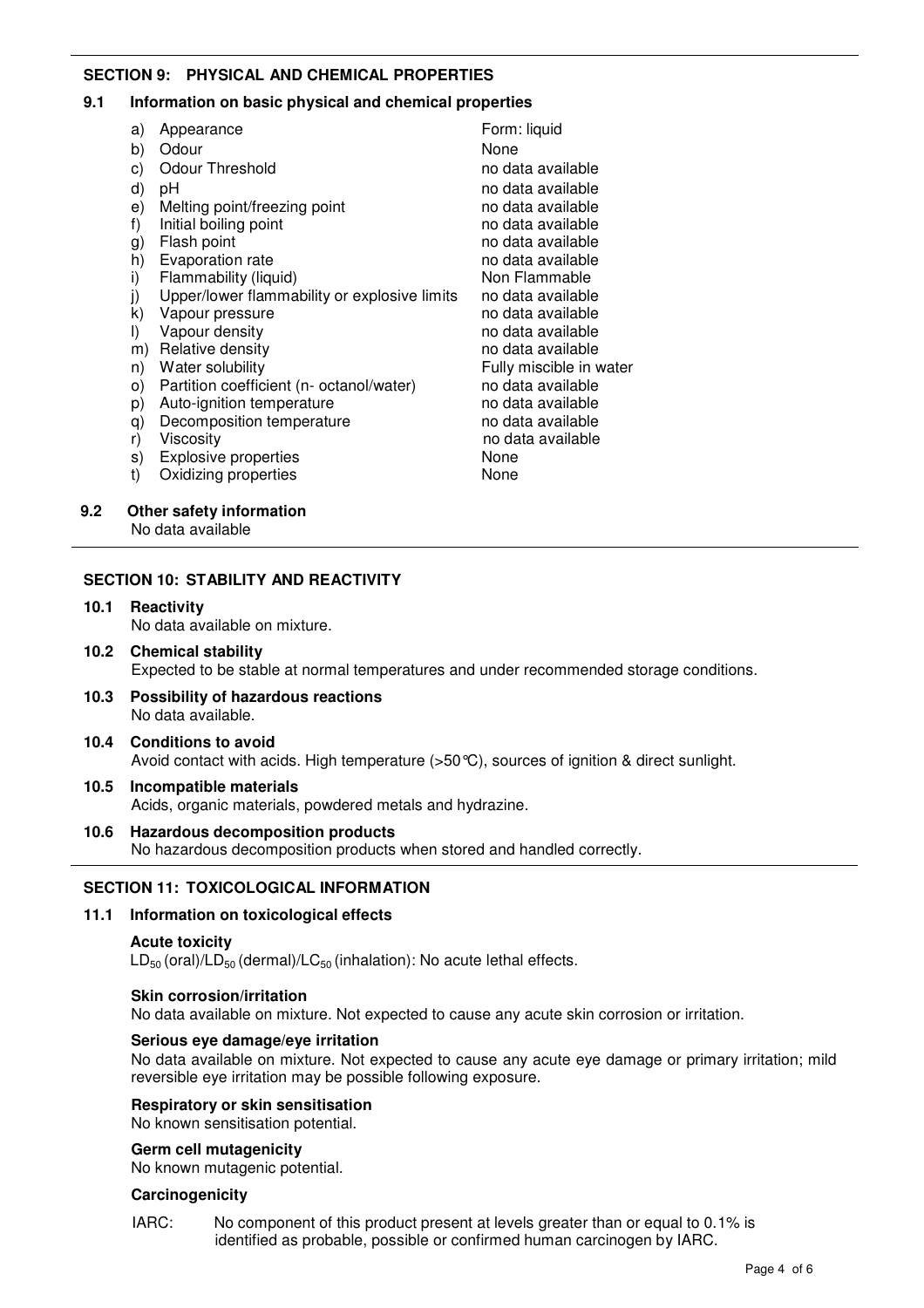## SECTION 9: PHYSICAL AND CHEMICAL PROPERTIES

### 9.1 Information on basic physical and chemical properties

| | Property | Value |
|---|---|---|
| a) | Appearance | Form: liquid |
| b) | Odour | None |
| c) | Odour Threshold | no data available |
| d) | pH | no data available |
| e) | Melting point/freezing point | no data available |
| f) | Initial boiling point | no data available |
| g) | Flash point | no data available |
| h) | Evaporation rate | no data available |
| i) | Flammability (liquid) | Non Flammable |
| j) | Upper/lower flammability or explosive limits | no data available |
| k) | Vapour pressure | no data available |
| l) | Vapour density | no data available |
| m) | Relative density | no data available |
| n) | Water solubility | Fully miscible in water |
| o) | Partition coefficient (n- octanol/water) | no data available |
| p) | Auto-ignition temperature | no data available |
| q) | Decomposition temperature | no data available |
| r) | Viscosity | no data available |
| s) | Explosive properties | None |
| t) | Oxidizing properties | None |

### 9.2 Other safety information

No data available

## SECTION 10: STABILITY AND REACTIVITY

### 10.1 Reactivity

No data available on mixture.

### 10.2 Chemical stability

Expected to be stable at normal temperatures and under recommended storage conditions.

### 10.3 Possibility of hazardous reactions

No data available.

### 10.4 Conditions to avoid

Avoid contact with acids. High temperature (>50℃), sources of ignition & direct sunlight.

### 10.5 Incompatible materials

Acids, organic materials, powdered metals and hydrazine.

### 10.6 Hazardous decomposition products

No hazardous decomposition products when stored and handled correctly.

## SECTION 11: TOXICOLOGICAL INFORMATION

### 11.1 Information on toxicological effects

**Acute toxicity**

$LD_{50}$ (oral)/$LD_{50}$ (dermal)/$LC_{50}$ (inhalation): No acute lethal effects.

**Skin corrosion/irritation**

No data available on mixture. Not expected to cause any acute skin corrosion or irritation.

**Serious eye damage/eye irritation**

No data available on mixture. Not expected to cause any acute eye damage or primary irritation; mild reversible eye irritation may be possible following exposure.

**Respiratory or skin sensitisation**

No known sensitisation potential.

**Germ cell mutagenicity**

No known mutagenic potential.

**Carcinogenicity**

IARC: No component of this product present at levels greater than or equal to 0.1% is identified as probable, possible or confirmed human carcinogen by IARC.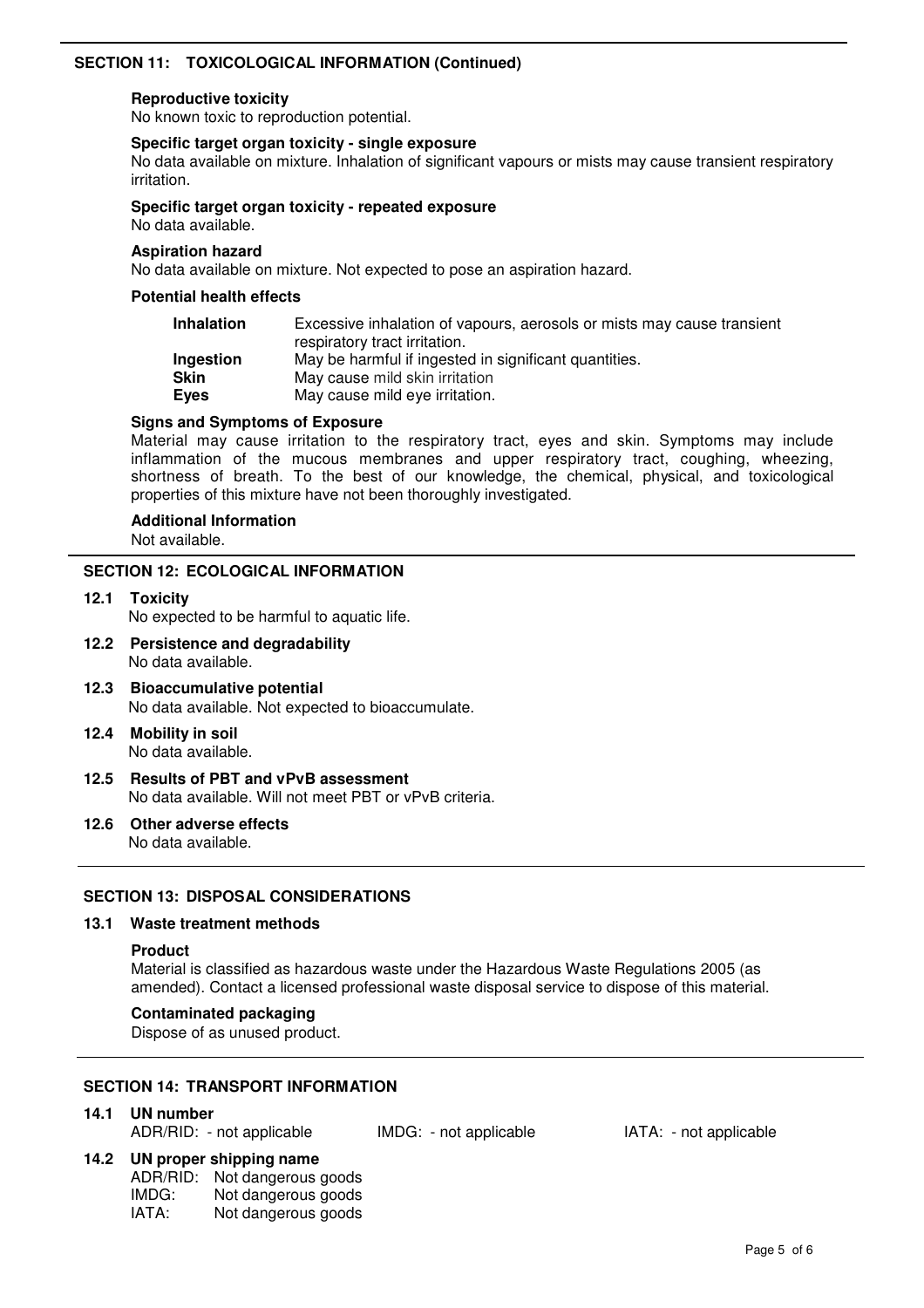## SECTION 11: TOXICOLOGICAL INFORMATION (Continued)

**Reproductive toxicity**
No known toxic to reproduction potential.

**Specific target organ toxicity - single exposure**
No data available on mixture. Inhalation of significant vapours or mists may cause transient respiratory irritation.

**Specific target organ toxicity - repeated exposure**
No data available.

**Aspiration hazard**
No data available on mixture. Not expected to pose an aspiration hazard.

**Potential health effects**

| | |
|---|---|
| **Inhalation** | Excessive inhalation of vapours, aerosols or mists may cause transient respiratory tract irritation. |
| **Ingestion** | May be harmful if ingested in significant quantities. |
| **Skin** | May cause mild skin irritation |
| **Eyes** | May cause mild eye irritation. |

**Signs and Symptoms of Exposure**
Material may cause irritation to the respiratory tract, eyes and skin. Symptoms may include inflammation of the mucous membranes and upper respiratory tract, coughing, wheezing, shortness of breath. To the best of our knowledge, the chemical, physical, and toxicological properties of this mixture have not been thoroughly investigated.

**Additional Information**
Not available.

## SECTION 12: ECOLOGICAL INFORMATION

**12.1 Toxicity**
No expected to be harmful to aquatic life.

**12.2 Persistence and degradability**
No data available.

**12.3 Bioaccumulative potential**
No data available. Not expected to bioaccumulate.

**12.4 Mobility in soil**
No data available.

**12.5 Results of PBT and vPvB assessment**
No data available. Will not meet PBT or vPvB criteria.

**12.6 Other adverse effects**
No data available.

## SECTION 13: DISPOSAL CONSIDERATIONS

**13.1 Waste treatment methods**

**Product**
Material is classified as hazardous waste under the Hazardous Waste Regulations 2005 (as amended). Contact a licensed professional waste disposal service to dispose of this material.

**Contaminated packaging**
Dispose of as unused product.

## SECTION 14: TRANSPORT INFORMATION

**14.1 UN number**
ADR/RID: - not applicable    IMDG: - not applicable    IATA: - not applicable

**14.2 UN proper shipping name**

| | |
|---|---|
| ADR/RID: | Not dangerous goods |
| IMDG: | Not dangerous goods |
| IATA: | Not dangerous goods |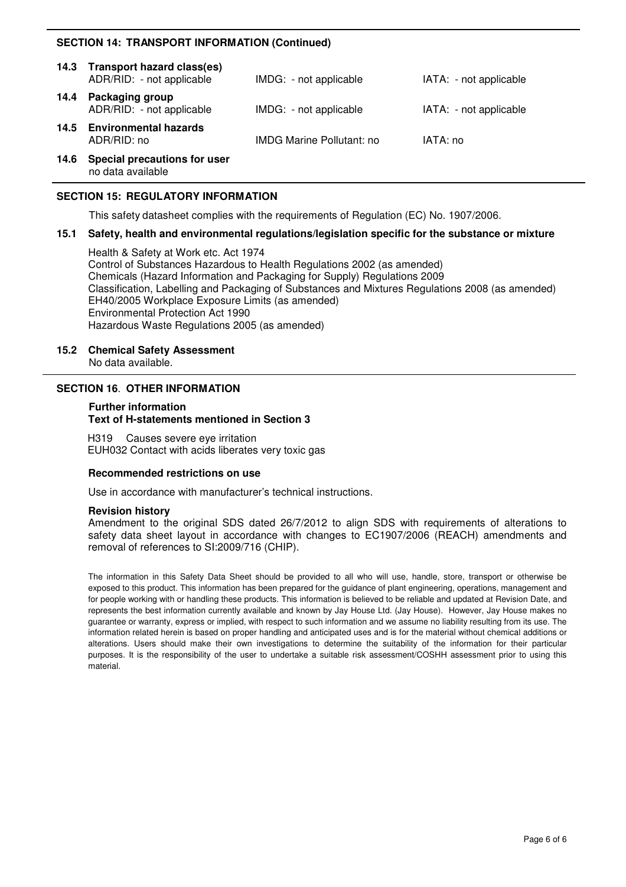## SECTION 14: TRANSPORT INFORMATION (Continued)

**14.3 Transport hazard class(es)**

| | | |
|---|---|---|
| ADR/RID: - not applicable | IMDG: - not applicable | IATA: - not applicable |

**14.4 Packaging group**

| | | |
|---|---|---|
| ADR/RID: - not applicable | IMDG: - not applicable | IATA: - not applicable |

**14.5 Environmental hazards**

| | | |
|---|---|---|
| ADR/RID: no | IMDG Marine Pollutant: no | IATA: no |

**14.6 Special precautions for user**

no data available

## SECTION 15: REGULATORY INFORMATION

This safety datasheet complies with the requirements of Regulation (EC) No. 1907/2006.

**15.1 Safety, health and environmental regulations/legislation specific for the substance or mixture**

Health & Safety at Work etc. Act 1974
Control of Substances Hazardous to Health Regulations 2002 (as amended)
Chemicals (Hazard Information and Packaging for Supply) Regulations 2009
Classification, Labelling and Packaging of Substances and Mixtures Regulations 2008 (as amended)
EH40/2005 Workplace Exposure Limits (as amended)
Environmental Protection Act 1990
Hazardous Waste Regulations 2005 (as amended)

**15.2 Chemical Safety Assessment**

No data available.

## SECTION 16. OTHER INFORMATION

**Further information**
**Text of H-statements mentioned in Section 3**

H319 Causes severe eye irritation
EUH032 Contact with acids liberates very toxic gas

**Recommended restrictions on use**

Use in accordance with manufacturer's technical instructions.

**Revision history**

Amendment to the original SDS dated 26/7/2012 to align SDS with requirements of alterations to safety data sheet layout in accordance with changes to EC1907/2006 (REACH) amendments and removal of references to SI:2009/716 (CHIP).

The information in this Safety Data Sheet should be provided to all who will use, handle, store, transport or otherwise be exposed to this product. This information has been prepared for the guidance of plant engineering, operations, management and for people working with or handling these products. This information is believed to be reliable and updated at Revision Date, and represents the best information currently available and known by Jay House Ltd. (Jay House). However, Jay House makes no guarantee or warranty, express or implied, with respect to such information and we assume no liability resulting from its use. The information related herein is based on proper handling and anticipated uses and is for the material without chemical additions or alterations. Users should make their own investigations to determine the suitability of the information for their particular purposes. It is the responsibility of the user to undertake a suitable risk assessment/COSHH assessment prior to using this material.